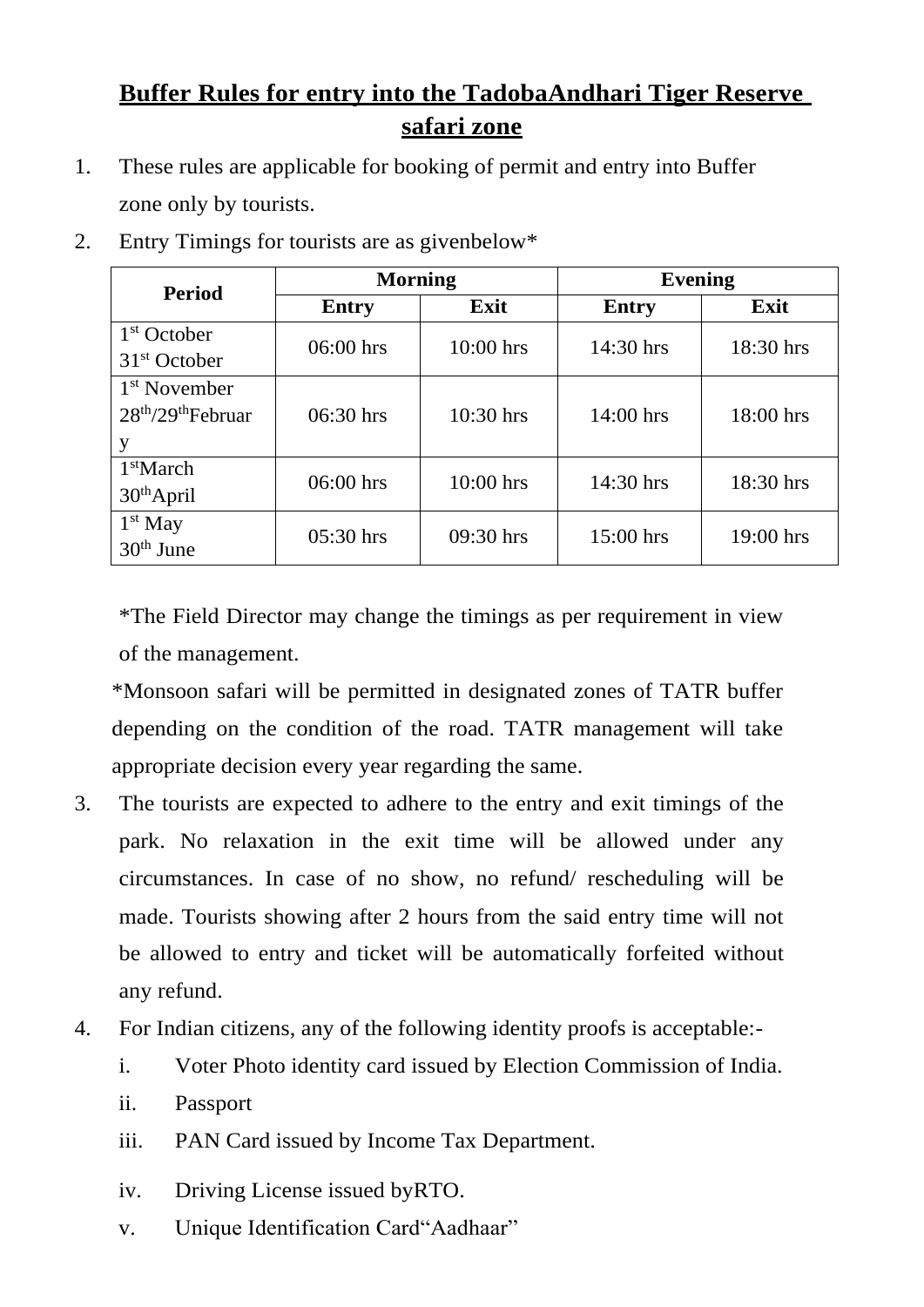# Buffer Rules for entry into the TadobaAndhari Tiger Reserve safari zone

1. These rules are applicable for booking of permit and entry into Buffer zone only by tourists.
2. Entry Timings for tourists are as givenbelow*

| Period | Morning | | Evening | |
|---|---|---|---|---|
| | Entry | Exit | Entry | Exit |
| 1st October 31st October | 06:00 hrs | 10:00 hrs | 14:30 hrs | 18:30 hrs |
| 1st November 28th/29thFebruary | 06:30 hrs | 10:30 hrs | 14:00 hrs | 18:00 hrs |
| 1stMarch 30thApril | 06:00 hrs | 10:00 hrs | 14:30 hrs | 18:30 hrs |
| 1st May 30th June | 05:30 hrs | 09:30 hrs | 15:00 hrs | 19:00 hrs |

*The Field Director may change the timings as per requirement in view of the management.

*Monsoon safari will be permitted in designated zones of TATR buffer depending on the condition of the road. TATR management will take appropriate decision every year regarding the same.

3. The tourists are expected to adhere to the entry and exit timings of the park. No relaxation in the exit time will be allowed under any circumstances. In case of no show, no refund/ rescheduling will be made. Tourists showing after 2 hours from the said entry time will not be allowed to entry and ticket will be automatically forfeited without any refund.
4. For Indian citizens, any of the following identity proofs is acceptable:-
   i. Voter Photo identity card issued by Election Commission of India.
   ii. Passport
   iii. PAN Card issued by Income Tax Department.
   iv. Driving License issued byRTO.
   v. Unique Identification Card"Aadhaar"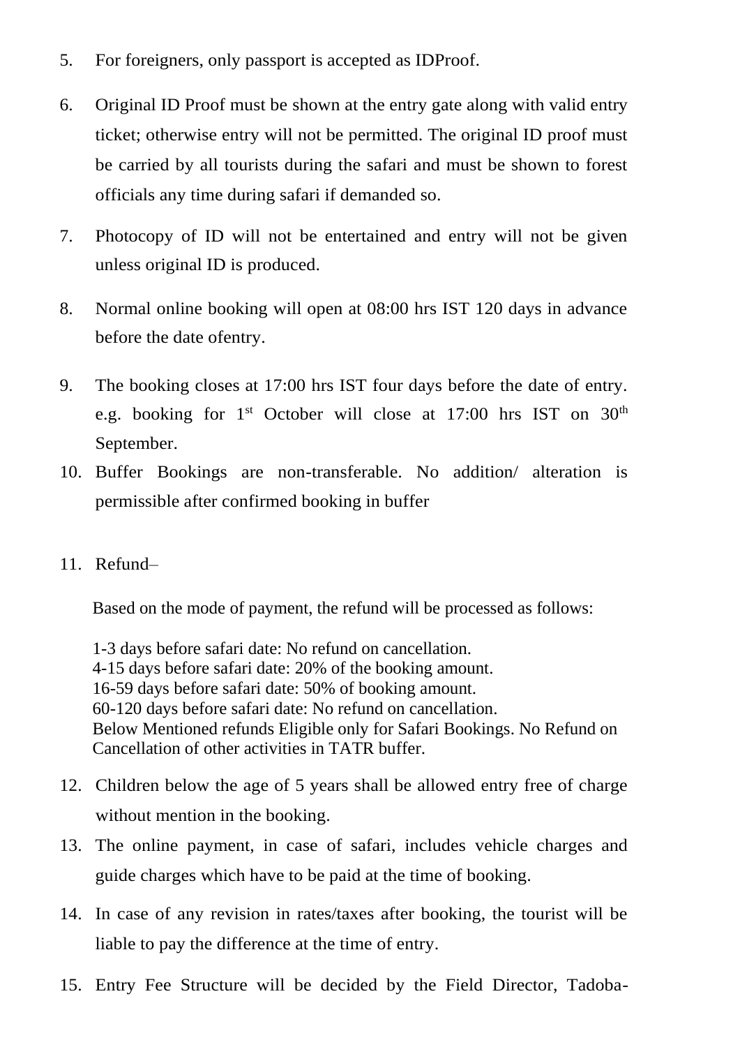5. For foreigners, only passport is accepted as IDProof.

6. Original ID Proof must be shown at the entry gate along with valid entry ticket; otherwise entry will not be permitted. The original ID proof must be carried by all tourists during the safari and must be shown to forest officials any time during safari if demanded so.

7. Photocopy of ID will not be entertained and entry will not be given unless original ID is produced.

8. Normal online booking will open at 08:00 hrs IST 120 days in advance before the date ofentry.

9. The booking closes at 17:00 hrs IST four days before the date of entry. e.g. booking for 1st October will close at 17:00 hrs IST on 30th September.

10. Buffer Bookings are non-transferable. No addition/ alteration is permissible after confirmed booking in buffer

11. Refund–

    Based on the mode of payment, the refund will be processed as follows:

    1-3 days before safari date: No refund on cancellation.
    4-15 days before safari date: 20% of the booking amount.
    16-59 days before safari date: 50% of booking amount.
    60-120 days before safari date: No refund on cancellation.
    Below Mentioned refunds Eligible only for Safari Bookings. No Refund on Cancellation of other activities in TATR buffer.

12. Children below the age of 5 years shall be allowed entry free of charge without mention in the booking.

13. The online payment, in case of safari, includes vehicle charges and guide charges which have to be paid at the time of booking.

14. In case of any revision in rates/taxes after booking, the tourist will be liable to pay the difference at the time of entry.

15. Entry Fee Structure will be decided by the Field Director, Tadoba-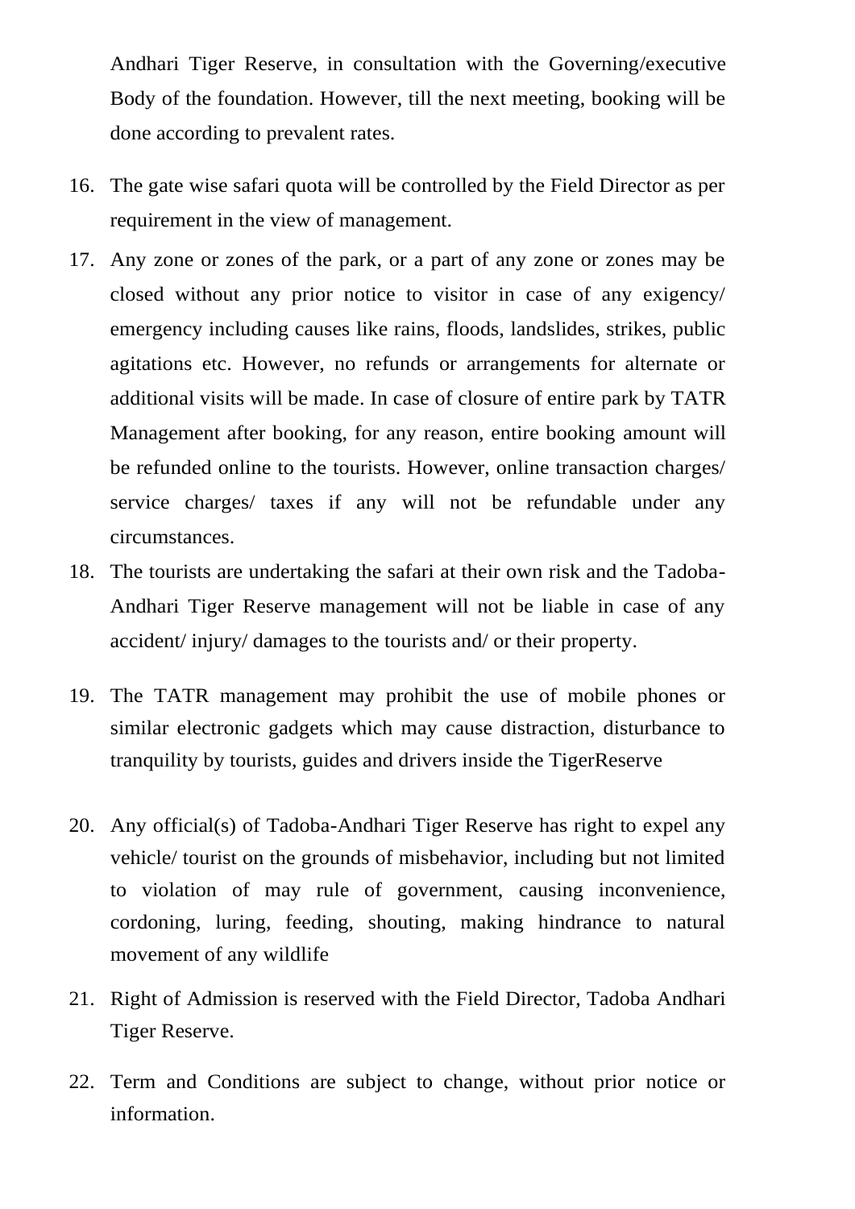Andhari Tiger Reserve, in consultation with the Governing/executive Body of the foundation. However, till the next meeting, booking will be done according to prevalent rates.

16. The gate wise safari quota will be controlled by the Field Director as per requirement in the view of management.
17. Any zone or zones of the park, or a part of any zone or zones may be closed without any prior notice to visitor in case of any exigency/ emergency including causes like rains, floods, landslides, strikes, public agitations etc. However, no refunds or arrangements for alternate or additional visits will be made. In case of closure of entire park by TATR Management after booking, for any reason, entire booking amount will be refunded online to the tourists. However, online transaction charges/ service charges/ taxes if any will not be refundable under any circumstances.
18. The tourists are undertaking the safari at their own risk and the Tadoba-Andhari Tiger Reserve management will not be liable in case of any accident/ injury/ damages to the tourists and/ or their property.
19. The TATR management may prohibit the use of mobile phones or similar electronic gadgets which may cause distraction, disturbance to tranquility by tourists, guides and drivers inside the TigerReserve
20. Any official(s) of Tadoba-Andhari Tiger Reserve has right to expel any vehicle/ tourist on the grounds of misbehavior, including but not limited to violation of may rule of government, causing inconvenience, cordoning, luring, feeding, shouting, making hindrance to natural movement of any wildlife
21. Right of Admission is reserved with the Field Director, Tadoba Andhari Tiger Reserve.
22. Term and Conditions are subject to change, without prior notice or information.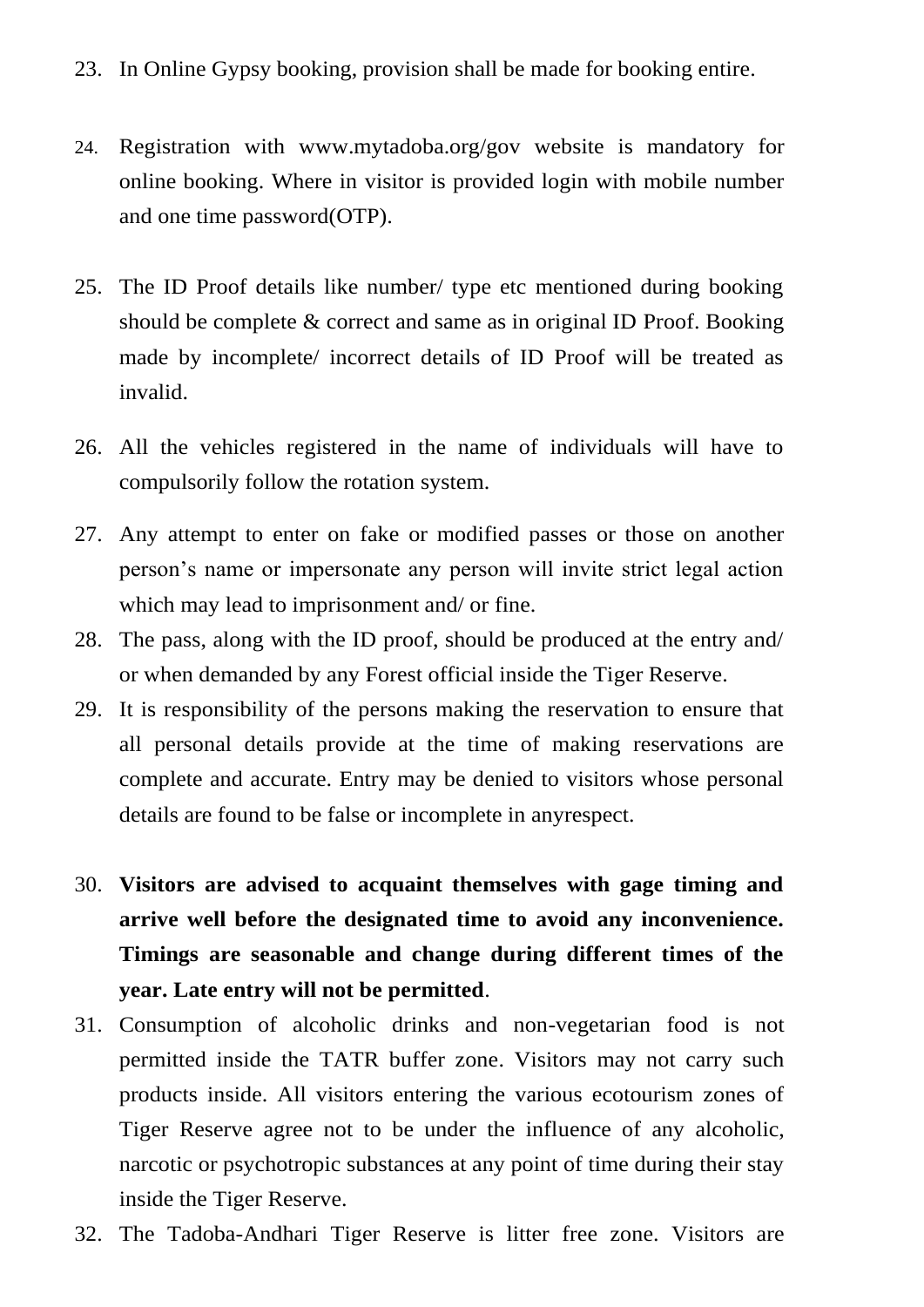23. In Online Gypsy booking, provision shall be made for booking entire.

24. Registration with www.mytadoba.org/gov website is mandatory for online booking. Where in visitor is provided login with mobile number and one time password(OTP).

25. The ID Proof details like number/ type etc mentioned during booking should be complete & correct and same as in original ID Proof. Booking made by incomplete/ incorrect details of ID Proof will be treated as invalid.

26. All the vehicles registered in the name of individuals will have to compulsorily follow the rotation system.

27. Any attempt to enter on fake or modified passes or those on another person's name or impersonate any person will invite strict legal action which may lead to imprisonment and/ or fine.

28. The pass, along with the ID proof, should be produced at the entry and/ or when demanded by any Forest official inside the Tiger Reserve.

29. It is responsibility of the persons making the reservation to ensure that all personal details provide at the time of making reservations are complete and accurate. Entry may be denied to visitors whose personal details are found to be false or incomplete in anyrespect.

30. **Visitors are advised to acquaint themselves with gage timing and arrive well before the designated time to avoid any inconvenience. Timings are seasonable and change during different times of the year. Late entry will not be permitted**.

31. Consumption of alcoholic drinks and non-vegetarian food is not permitted inside the TATR buffer zone. Visitors may not carry such products inside. All visitors entering the various ecotourism zones of Tiger Reserve agree not to be under the influence of any alcoholic, narcotic or psychotropic substances at any point of time during their stay inside the Tiger Reserve.

32. The Tadoba-Andhari Tiger Reserve is litter free zone. Visitors are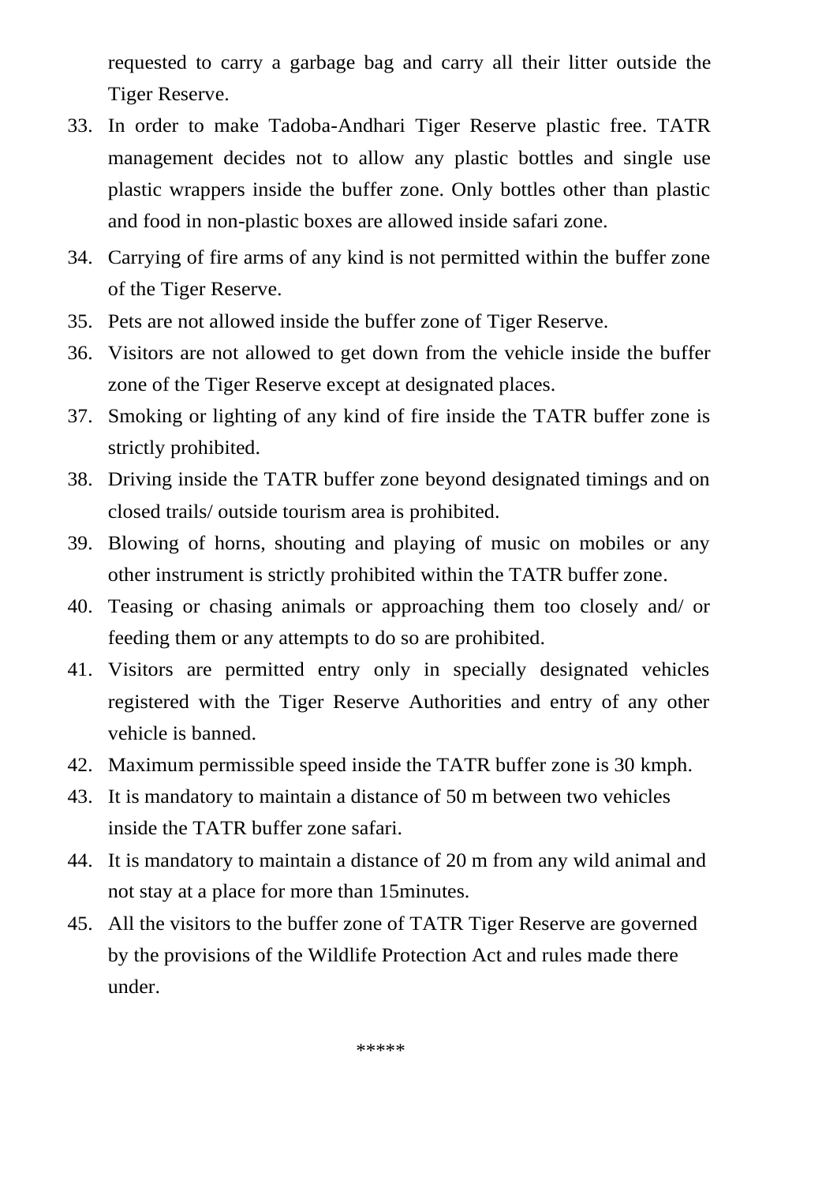requested to carry a garbage bag and carry all their litter outside the Tiger Reserve.

33. In order to make Tadoba-Andhari Tiger Reserve plastic free. TATR management decides not to allow any plastic bottles and single use plastic wrappers inside the buffer zone. Only bottles other than plastic and food in non-plastic boxes are allowed inside safari zone.
34. Carrying of fire arms of any kind is not permitted within the buffer zone of the Tiger Reserve.
35. Pets are not allowed inside the buffer zone of Tiger Reserve.
36. Visitors are not allowed to get down from the vehicle inside the buffer zone of the Tiger Reserve except at designated places.
37. Smoking or lighting of any kind of fire inside the TATR buffer zone is strictly prohibited.
38. Driving inside the TATR buffer zone beyond designated timings and on closed trails/ outside tourism area is prohibited.
39. Blowing of horns, shouting and playing of music on mobiles or any other instrument is strictly prohibited within the TATR buffer zone.
40. Teasing or chasing animals or approaching them too closely and/ or feeding them or any attempts to do so are prohibited.
41. Visitors are permitted entry only in specially designated vehicles registered with the Tiger Reserve Authorities and entry of any other vehicle is banned.
42. Maximum permissible speed inside the TATR buffer zone is 30 kmph.
43. It is mandatory to maintain a distance of 50 m between two vehicles inside the TATR buffer zone safari.
44. It is mandatory to maintain a distance of 20 m from any wild animal and not stay at a place for more than 15minutes.
45. All the visitors to the buffer zone of TATR Tiger Reserve are governed by the provisions of the Wildlife Protection Act and rules made there under.

*****